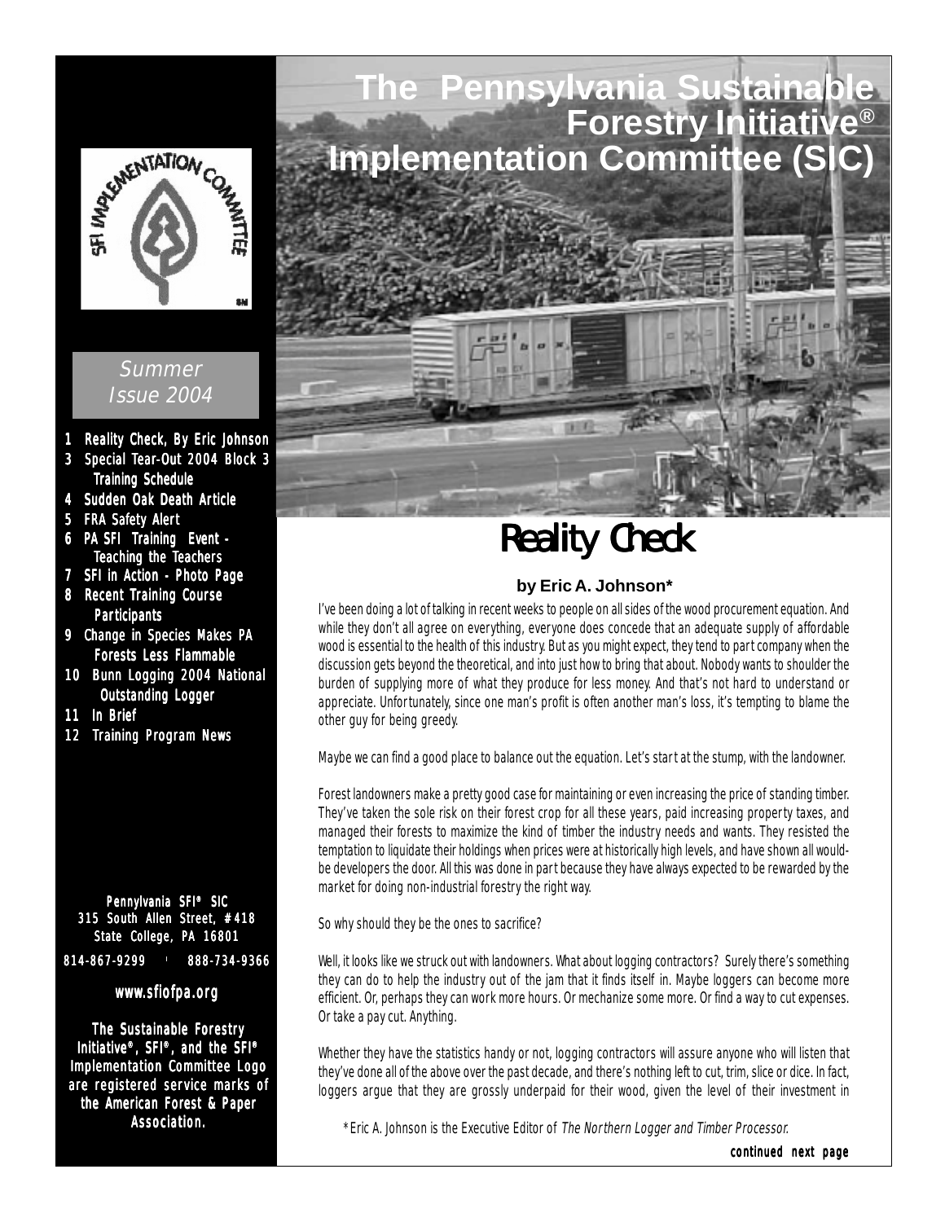# The Pennsylvania Sustainable Forestry Initiative® Implementation Committee (SIC)

Summer Issue 2004

1 Reality Check, By Eric Johnson
3 Special Tear-Out 2004 Block 3 Training Schedule
4 Sudden Oak Death Article
5 FRA Safety Alert
6 PA SFI Training Event - Teaching the Teachers
7 SFI in Action - Photo Page
8 Recent Training Course Participants
9 Change in Species Makes PA Forests Less Flammable
10 Bunn Logging 2004 National Outstanding Logger
11 In Brief
12 Training Program News

**Pennylvania SFI® SIC**
**315 South Allen Street, #418**
**State College, PA 16801**
**814-867-9299 · 888-734-9366**

**www.sfiofpa.org**

**The Sustainable Forestry Initiative®, SFI®, and the SFI® Implementation Committee Logo are registered service marks of the American Forest & Paper Association.**

## Reality Check

**by Eric A. Johnson***

I've been doing a lot of talking in recent weeks to people on all sides of the wood procurement equation. And while they don't all agree on everything, everyone does concede that an adequate supply of affordable wood is essential to the health of this industry. But as you might expect, they tend to part company when the discussion gets beyond the theoretical, and into just how to bring that about. Nobody wants to shoulder the burden of supplying more of what they produce for less money. And that's not hard to understand or appreciate. Unfortunately, since one man's profit is often another man's loss, it's tempting to blame the other guy for being greedy.

Maybe we can find a good place to balance out the equation. Let's start at the stump, with the landowner.

Forest landowners make a pretty good case for maintaining or even increasing the price of standing timber. They've taken the sole risk on their forest crop for all these years, paid increasing property taxes, and managed their forests to maximize the kind of timber the industry needs and wants. They resisted the temptation to liquidate their holdings when prices were at historically high levels, and have shown all would-be developers the door. All this was done in part because they have always expected to be rewarded by the market for doing non-industrial forestry the right way.

So why should they be the ones to sacrifice?

Well, it looks like we struck out with landowners. What about logging contractors? Surely there's something they can do to help the industry out of the jam that it finds itself in. Maybe loggers can become more efficient. Or, perhaps they can work more hours. Or mechanize some more. Or find a way to cut expenses. Or take a pay cut. Anything.

Whether they have the statistics handy or not, logging contractors will assure anyone who will listen that they've done all of the above over the past decade, and there's nothing left to cut, trim, slice or dice. In fact, loggers argue that they are grossly underpaid for their wood, given the level of their investment in

*Eric A. Johnson is the Executive Editor of *The Northern Logger and Timber Processor.*

**continued next page**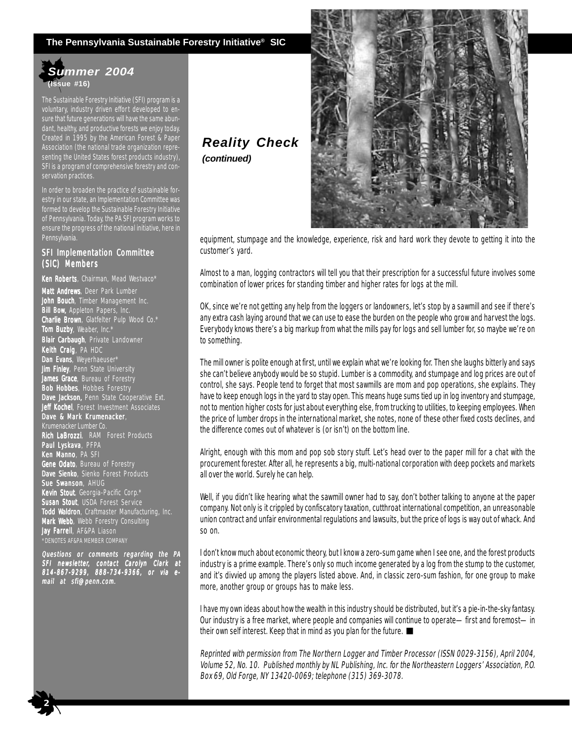**Summer 2004**
**(Issue #16)**

The Sustainable Forestry Initiative (SFI) program is a voluntary, industry driven effort developed to ensure that future generations will have the same abundant, healthy, and productive forests we enjoy today. Created in 1995 by the American Forest & Paper Association (the national trade organization representing the United States forest products industry), SFI is a program of comprehensive forestry and conservation practices.

In order to broaden the practice of sustainable forestry in our state, an Implementation Committee was formed to develop the Sustainable Forestry Initiative of Pennsylvania. Today, the PA SFI program works to ensure the progress of the national initiative, here in Pennsylvania.

## SFI Implementation Committee (SIC) Members

**Ken Roberts**, Chairman, Mead Westvaco*
**Matt Andrews**, Deer Park Lumber
**John Bouch**, Timber Management Inc.
**Bill Bow,** Appleton Papers, Inc.
**Charlie Brown**, Glatfelter Pulp Wood Co.*
**Tom Buzby**, Weaber, Inc.*
**Blair Carbaugh**, Private Landowner
**Keith Craig**, PA HDC
**Dan Evans**, Weyerhaeuser*
**Jim Finley**, Penn State University
**James Grace**, Bureau of Forestry
**Bob Hobbes**, Hobbes Forestry
**Dave Jackson,** Penn State Cooperative Ext.
**Jeff Kochel**, Forest Investment Associates
**Dave & Mark Krumenacker**, Krumenacker Lumber Co.
**Rich LaBrozzi**, RAM Forest Products
**Paul Lyskava**, PFPA
**Ken Manno**, PA SFI
**Gene Odato**, Bureau of Forestry
**Dave Sienko**, Sienko Forest Products
**Sue Swanson**, AHUG
**Kevin Stout**, Georgia-Pacific Corp.*
**Susan Stout**, USDA Forest Service
**Todd Waldron**, Craftmaster Manufacturing, Inc.
**Mark Webb**, Webb Forestry Consulting
**Jay Farrell**, AF&PA Liason
*DENOTES AF&PA MEMBER COMPANY

***Questions or comments regarding the PA SFI newsletter, contact Carolyn Clark at 814-867-9299, 888-734-9366, or via e-mail at sfi@penn.com.***

## *Reality Check*
***(continued)***

equipment, stumpage and the knowledge, experience, risk and hard work they devote to getting it into the customer's yard.

Almost to a man, logging contractors will tell you that their prescription for a successful future involves some combination of lower prices for standing timber and higher rates for logs at the mill.

OK, since we're not getting any help from the loggers or landowners, let's stop by a sawmill and see if there's any extra cash laying around that we can use to ease the burden on the people who grow and harvest the logs. Everybody knows there's a big markup from what the mills pay for logs and sell lumber for, so maybe we're on to something.

The mill owner is polite enough at first, until we explain what we're looking for. Then she laughs bitterly and says she can't believe anybody would be so stupid. Lumber is a commodity, and stumpage and log prices are out of control, she says. People tend to forget that most sawmills are mom and pop operations, she explains. They have to keep enough logs in the yard to stay open. This means huge sums tied up in log inventory and stumpage, not to mention higher costs for just about everything else, from trucking to utilities, to keeping employees. When the price of lumber drops in the international market, she notes, none of these other fixed costs declines, and the difference comes out of whatever is (or isn't) on the bottom line.

Alright, enough with this mom and pop sob story stuff. Let's head over to the paper mill for a chat with the procurement forester. After all, he represents a big, multi-national corporation with deep pockets and markets all over the world. Surely he can help.

Well, if you didn't like hearing what the sawmill owner had to say, don't bother talking to anyone at the paper company. Not only is it crippled by confiscatory taxation, cutthroat international competition, an unreasonable union contract and unfair environmental regulations and lawsuits, but the price of logs is way out of whack. And so on.

I don't know much about economic theory, but I know a zero-sum game when I see one, and the forest products industry is a prime example. There's only so much income generated by a log from the stump to the customer, and it's divvied up among the players listed above. And, in classic zero-sum fashion, for one group to make more, another group or groups has to make less.

I have my own ideas about how the wealth in this industry should be distributed, but it's a pie-in-the-sky fantasy. Our industry is a free market, where people and companies will continue to operate—first and foremost—in their own self interest. Keep that in mind as you plan for the future. ■

*Reprinted with permission from The Northern Logger and Timber Processor (ISSN 0029-3156), April 2004, Volume 52, No. 10. Published monthly by NL Publishing, Inc. for the Northeastern Loggers' Association, P.O. Box 69, Old Forge, NY 13420-0069; telephone (315) 369-3078.*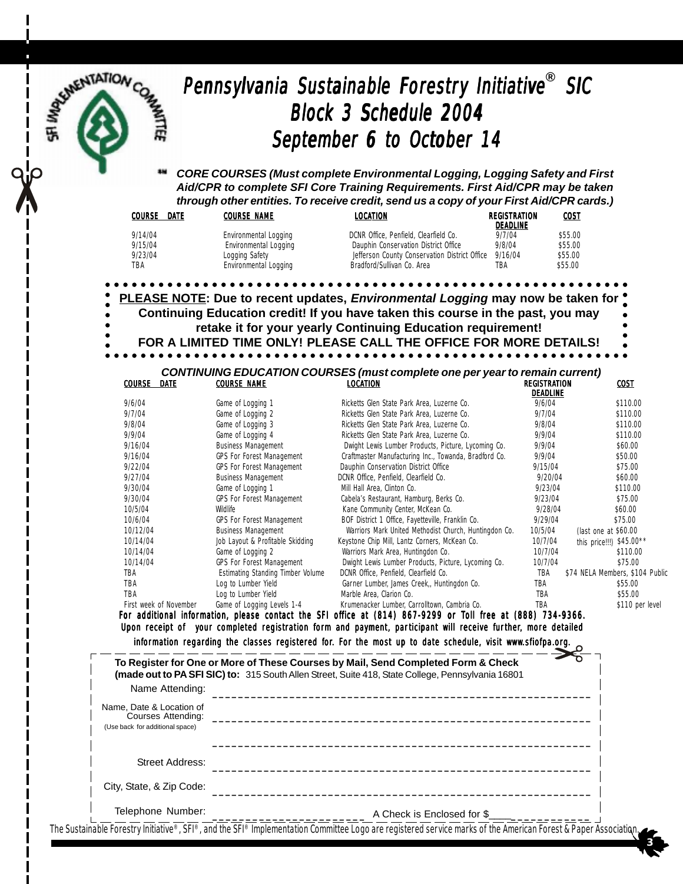# Pennsylvania Sustainable Forestry Initiative® SIC

## Block 3 Schedule 2004

## September 6 to October 14

***CORE COURSES (Must complete Environmental Logging, Logging Safety and First Aid/CPR to complete SFI Core Training Requirements. First Aid/CPR may be taken through other entities. To receive credit, send us a copy of your First Aid/CPR cards.)***

| COURSE DATE | COURSE NAME | LOCATION | REGISTRATION DEADLINE | COST |
|---|---|---|---|---|
| 9/14/04 | Environmental Logging | DCNR Office, Penfield, Clearfield Co. | 9/7/04 | $55.00 |
| 9/15/04 | Environmental Logging | Dauphin Conservation District Office | 9/8/04 | $55.00 |
| 9/23/04 | Logging Safety | Jefferson County Conservation District Office | 9/16/04 | $55.00 |
| TBA | Environmental Logging | Bradford/Sullivan Co. Area | TBA | $55.00 |

**PLEASE NOTE: Due to recent updates, *Environmental Logging* may now be taken for Continuing Education credit! If you have taken this course in the past, you may retake it for your yearly Continuing Education requirement! FOR A LIMITED TIME ONLY! PLEASE CALL THE OFFICE FOR MORE DETAILS!**

***CONTINUING EDUCATION COURSES (must complete one per year to remain current)***

| COURSE DATE | COURSE NAME | LOCATION | REGISTRATION DEADLINE | COST |
|---|---|---|---|---|
| 9/6/04 | Game of Logging 1 | Ricketts Glen State Park Area, Luzerne Co. | 9/6/04 | $110.00 |
| 9/7/04 | Game of Logging 2 | Ricketts Glen State Park Area, Luzerne Co. | 9/7/04 | $110.00 |
| 9/8/04 | Game of Logging 3 | Ricketts Glen State Park Area, Luzerne Co. | 9/8/04 | $110.00 |
| 9/9/04 | Game of Logging 4 | Ricketts Glen State Park Area, Luzerne Co. | 9/9/04 | $110.00 |
| 9/16/04 | Business Management | Dwight Lewis Lumber Products, Picture, Lycoming Co. | 9/9/04 | $60.00 |
| 9/16/04 | GPS For Forest Management | Craftmaster Manufacturing Inc., Towanda, Bradford Co. | 9/9/04 | $50.00 |
| 9/22/04 | GPS For Forest Management | Dauphin Conservation District Office | 9/15/04 | $75.00 |
| 9/27/04 | Business Management | DCNR Office, Penfield, Clearfield Co. | 9/20/04 | $60.00 |
| 9/30/04 | Game of Logging 1 | Mill Hall Area, Clinton Co. | 9/23/04 | $110.00 |
| 9/30/04 | GPS For Forest Management | Cabela's Restaurant, Hamburg, Berks Co. | 9/23/04 | $75.00 |
| 10/5/04 | Wildlife | Kane Community Center, McKean Co. | 9/28/04 | $60.00 |
| 10/6/04 | GPS For Forest Management | BOF District 1 Office, Fayetteville, Franklin Co. | 9/29/04 | $75.00 |
| 10/12/04 | Business Management | Warriors Mark United Methodist Church, Huntingdon Co. | 10/5/04 | (last one at $60.00 |
| 10/14/04 | Job Layout & Profitable Skidding | Keystone Chip Mill, Lantz Corners, McKean Co. | 10/7/04 | this price!!!) $45.00** |
| 10/14/04 | Game of Logging 2 | Warriors Mark Area, Huntingdon Co. | 10/7/04 | $110.00 |
| 10/14/04 | GPS For Forest Management | Dwight Lewis Lumber Products, Picture, Lycoming Co. | 10/7/04 | $75.00 |
| TBA | Estimating Standing Timber Volume | DCNR Office, Penfield, Clearfield Co. | TBA | $74 NELA Members, $104 Public |
| TBA | Log to Lumber Yield | Garner Lumber, James Creek,, Huntingdon Co. | TBA | $55.00 |
| TBA | Log to Lumber Yield | Marble Area, Clarion Co. | TBA | $55.00 |
| First week of November | Game of Logging Levels 1-4 | Krumenacker Lumber, Carrolltown, Cambria Co. | TBA | $110 per level |

**For additional information, please contact the SFI office at (814) 867-9299 or Toll free at (888) 734-9366. Upon receipt of your completed registration form and payment, participant will receive further, more detailed information regarding the classes registered for. For the most up to date schedule, visit www.sfiofpa.org.**

**To Register for One or More of These Courses by Mail, Send Completed Form & Check (made out to PA SFI SIC) to:** 315 South Allen Street, Suite 418, State College, Pennsylvania 16801

Name Attending: ______________________________

Name, Date & Location of Courses Attending: ______________________________
(Use back for additional space)

______________________________

Street Address: ______________________________

City, State, & Zip Code: ______________________________

Telephone Number: ____________________ A Check is Enclosed for $____________

The Sustainable Forestry Initiative®, SFI®, and the SFI® Implementation Committee Logo are registered service marks of the American Forest & Paper Association.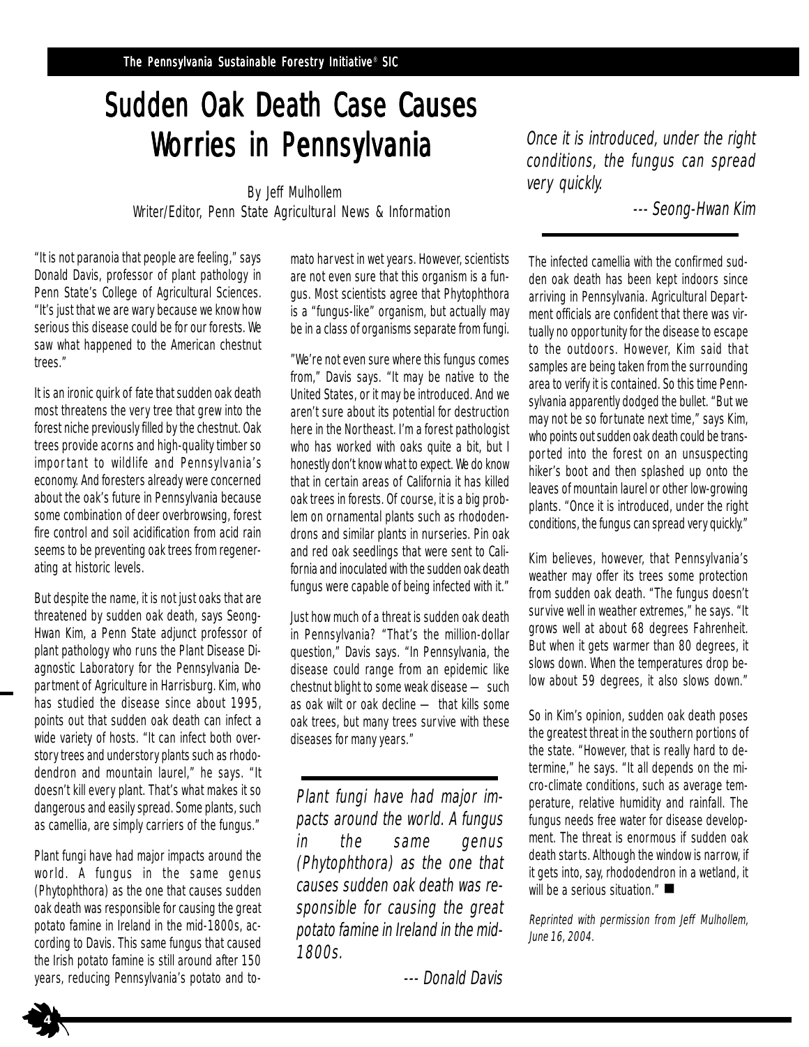# Sudden Oak Death Case Causes Worries in Pennsylvania

By Jeff Mulhollem
Writer/Editor, Penn State Agricultural News & Information

"It is not paranoia that people are feeling," says Donald Davis, professor of plant pathology in Penn State's College of Agricultural Sciences. "It's just that we are wary because we know how serious this disease could be for our forests. We saw what happened to the American chestnut trees."

It is an ironic quirk of fate that sudden oak death most threatens the very tree that grew into the forest niche previously filled by the chestnut. Oak trees provide acorns and high-quality timber so important to wildlife and Pennsylvania's economy. And foresters already were concerned about the oak's future in Pennsylvania because some combination of deer overbrowsing, forest fire control and soil acidification from acid rain seems to be preventing oak trees from regenerating at historic levels.

But despite the name, it is not just oaks that are threatened by sudden oak death, says Seong-Hwan Kim, a Penn State adjunct professor of plant pathology who runs the Plant Disease Diagnostic Laboratory for the Pennsylvania Department of Agriculture in Harrisburg. Kim, who has studied the disease since about 1995, points out that sudden oak death can infect a wide variety of hosts. "It can infect both overstory trees and understory plants such as rhododendron and mountain laurel," he says. "It doesn't kill every plant. That's what makes it so dangerous and easily spread. Some plants, such as camellia, are simply carriers of the fungus."

Plant fungi have had major impacts around the world. A fungus in the same genus (Phytophthora) as the one that causes sudden oak death was responsible for causing the great potato famine in Ireland in the mid-1800s, according to Davis. This same fungus that caused the Irish potato famine is still around after 150 years, reducing Pennsylvania's potato and tomato harvest in wet years. However, scientists are not even sure that this organism is a fungus. Most scientists agree that Phytophthora is a "fungus-like" organism, but actually may be in a class of organisms separate from fungi.

"We're not even sure where this fungus comes from," Davis says. "It may be native to the United States, or it may be introduced. And we aren't sure about its potential for destruction here in the Northeast. I'm a forest pathologist who has worked with oaks quite a bit, but I honestly don't know what to expect. We do know that in certain areas of California it has killed oak trees in forests. Of course, it is a big problem on ornamental plants such as rhododendrons and similar plants in nurseries. Pin oak and red oak seedlings that were sent to California and inoculated with the sudden oak death fungus were capable of being infected with it."

Just how much of a threat is sudden oak death in Pennsylvania? "That's the million-dollar question," Davis says. "In Pennsylvania, the disease could range from an epidemic like chestnut blight to some weak disease — such as oak wilt or oak decline — that kills some oak trees, but many trees survive with these diseases for many years."

> *Plant fungi have had major impacts around the world. A fungus in the same genus (Phytophthora) as the one that causes sudden oak death was responsible for causing the great potato famine in Ireland in the mid-1800s.*
>
> *--- Donald Davis*

> *Once it is introduced, under the right conditions, the fungus can spread very quickly.*
>
> *--- Seong-Hwan Kim*

The infected camellia with the confirmed sudden oak death has been kept indoors since arriving in Pennsylvania. Agricultural Department officials are confident that there was virtually no opportunity for the disease to escape to the outdoors. However, Kim said that samples are being taken from the surrounding area to verify it is contained. So this time Pennsylvania apparently dodged the bullet. "But we may not be so fortunate next time," says Kim, who points out sudden oak death could be transported into the forest on an unsuspecting hiker's boot and then splashed up onto the leaves of mountain laurel or other low-growing plants. "Once it is introduced, under the right conditions, the fungus can spread very quickly."

Kim believes, however, that Pennsylvania's weather may offer its trees some protection from sudden oak death. "The fungus doesn't survive well in weather extremes," he says. "It grows well at about 68 degrees Fahrenheit. But when it gets warmer than 80 degrees, it slows down. When the temperatures drop below about 59 degrees, it also slows down."

So in Kim's opinion, sudden oak death poses the greatest threat in the southern portions of the state. "However, that is really hard to determine," he says. "It all depends on the micro-climate conditions, such as average temperature, relative humidity and rainfall. The fungus needs free water for disease development. The threat is enormous if sudden oak death starts. Although the window is narrow, if it gets into, say, rhododendron in a wetland, it will be a serious situation." ■

*Reprinted with permission from Jeff Mulhollem, June 16, 2004.*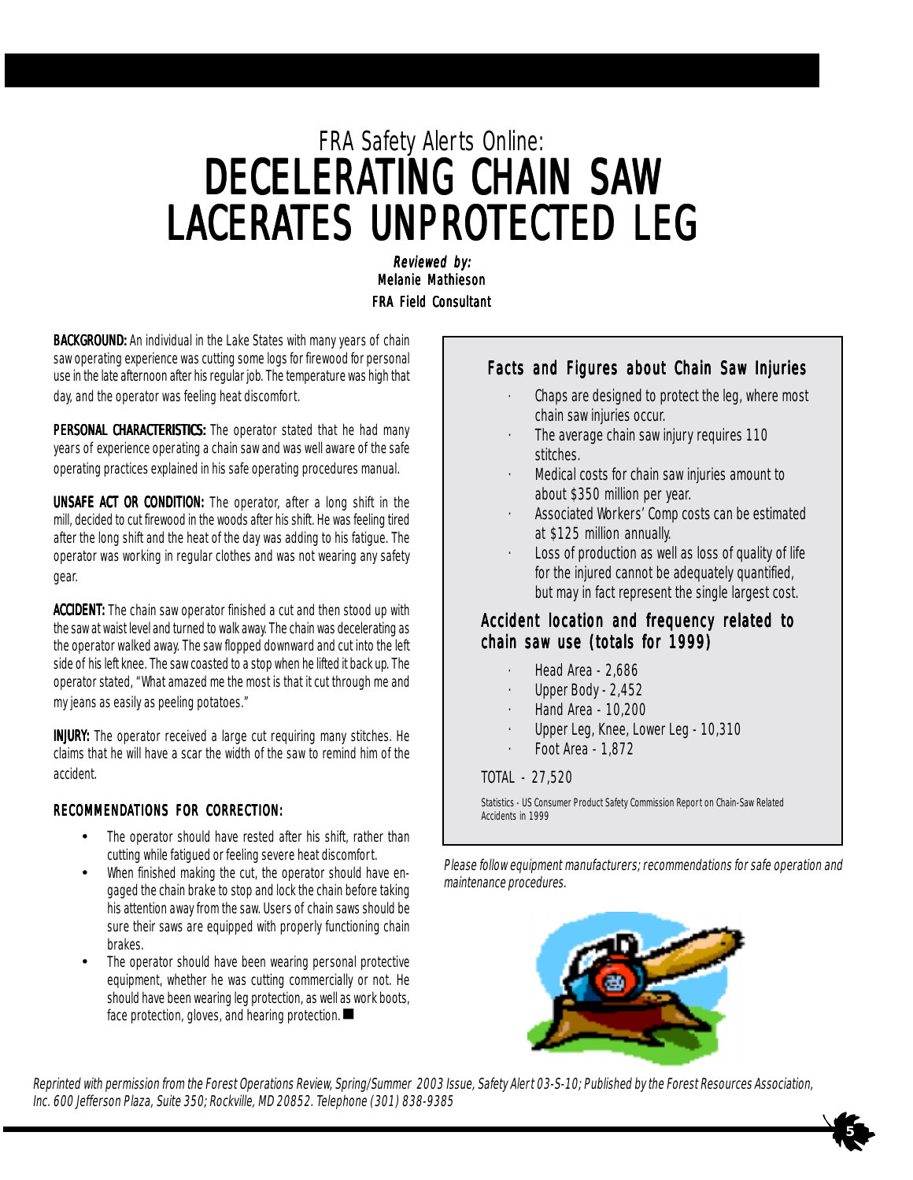FRA Safety Alerts Online:

# DECELERATING CHAIN SAW LACERATES UNPROTECTED LEG

***Reviewed by:***
**Melanie Mathieson**
**FRA Field Consultant**

**BACKGROUND:** An individual in the Lake States with many years of chain saw operating experience was cutting some logs for firewood for personal use in the late afternoon after his regular job. The temperature was high that day, and the operator was feeling heat discomfort.

**PERSONAL CHARACTERISTICS:** The operator stated that he had many years of experience operating a chain saw and was well aware of the safe operating practices explained in his safe operating procedures manual.

**UNSAFE ACT OR CONDITION:** The operator, after a long shift in the mill, decided to cut firewood in the woods after his shift. He was feeling tired after the long shift and the heat of the day was adding to his fatigue. The operator was working in regular clothes and was not wearing any safety gear.

**ACCIDENT:** The chain saw operator finished a cut and then stood up with the saw at waist level and turned to walk away. The chain was decelerating as the operator walked away. The saw flopped downward and cut into the left side of his left knee. The saw coasted to a stop when he lifted it back up. The operator stated, "What amazed me the most is that it cut through me and my jeans as easily as peeling potatoes."

**INJURY:** The operator received a large cut requiring many stitches. He claims that he will have a scar the width of the saw to remind him of the accident.

### RECOMMENDATIONS FOR CORRECTION:

- The operator should have rested after his shift, rather than cutting while fatigued or feeling severe heat discomfort.
- When finished making the cut, the operator should have engaged the chain brake to stop and lock the chain before taking his attention away from the saw. Users of chain saws should be sure their saws are equipped with properly functioning chain brakes.
- The operator should have been wearing personal protective equipment, whether he was cutting commercially or not. He should have been wearing leg protection, as well as work boots, face protection, gloves, and hearing protection. ■

### Facts and Figures about Chain Saw Injuries

- Chaps are designed to protect the leg, where most chain saw injuries occur.
- The average chain saw injury requires 110 stitches.
- Medical costs for chain saw injuries amount to about $350 million per year.
- Associated Workers' Comp costs can be estimated at $125 million annually.
- Loss of production as well as loss of quality of life for the injured cannot be adequately quantified, but may in fact represent the single largest cost.

### Accident location and frequency related to chain saw use (totals for 1999)

- Head Area - 2,686
- Upper Body - 2,452
- Hand Area - 10,200
- Upper Leg, Knee, Lower Leg - 10,310
- Foot Area - 1,872

TOTAL - 27,520

Statistics - US Consumer Product Safety Commission Report on Chain-Saw Related Accidents in 1999

*Please follow equipment manufacturers; recommendations for safe operation and maintenance procedures.*

*Reprinted with permission from the Forest Operations Review, Spring/Summer 2003 Issue, Safety Alert 03-S-10; Published by the Forest Resources Association, Inc. 600 Jefferson Plaza, Suite 350; Rockville, MD 20852. Telephone (301) 838-9385*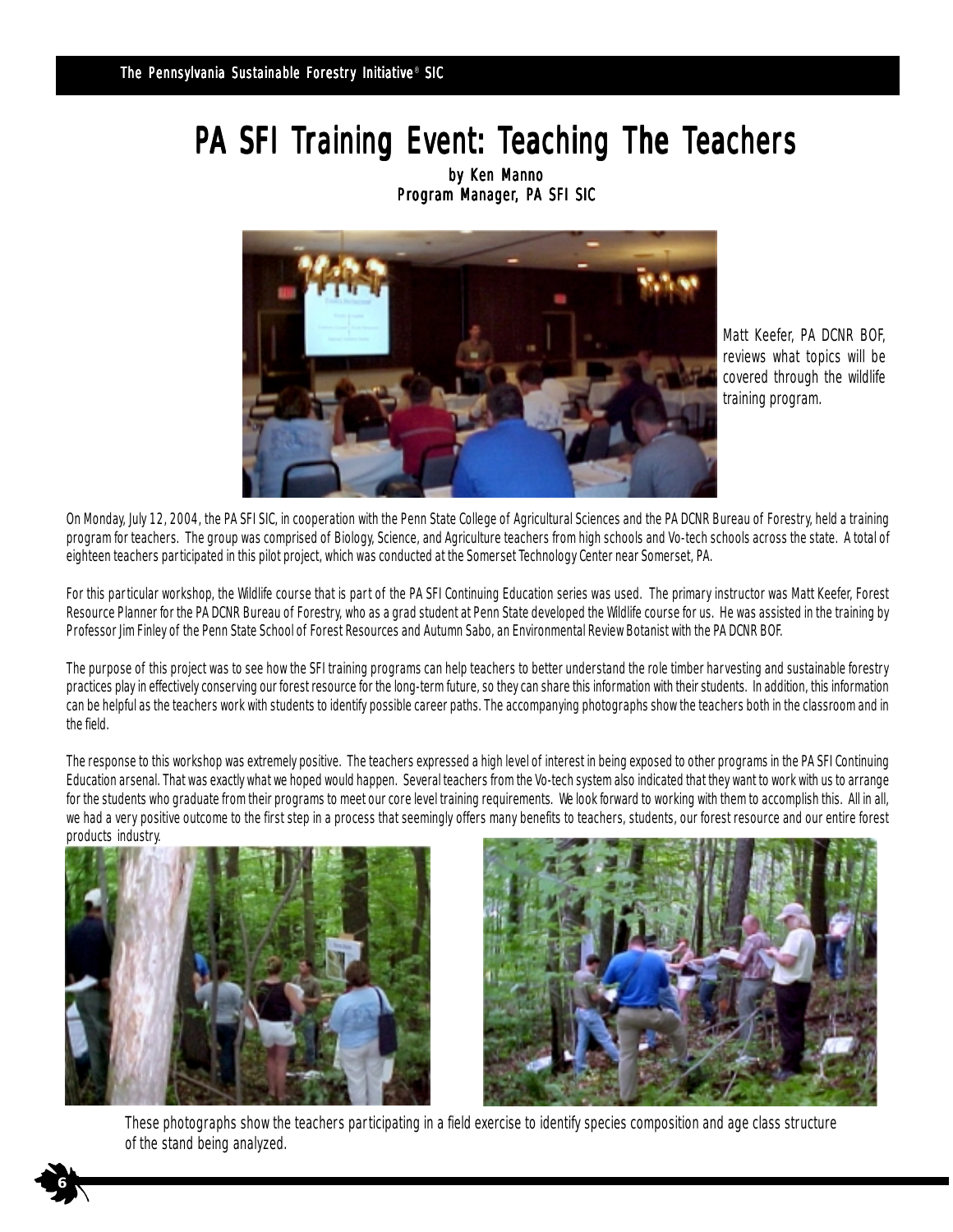# PA SFI Training Event: Teaching The Teachers

**by Ken Manno**
**Program Manager, PA SFI SIC**

Matt Keefer, PA DCNR BOF, reviews what topics will be covered through the wildlife training program.

On Monday, July 12, 2004, the PA SFI SIC, in cooperation with the Penn State College of Agricultural Sciences and the PA DCNR Bureau of Forestry, held a training program for teachers. The group was comprised of Biology, Science, and Agriculture teachers from high schools and Vo-tech schools across the state. A total of eighteen teachers participated in this pilot project, which was conducted at the Somerset Technology Center near Somerset, PA.

For this particular workshop, the Wildlife course that is part of the PA SFI Continuing Education series was used. The primary instructor was Matt Keefer, Forest Resource Planner for the PA DCNR Bureau of Forestry, who as a grad student at Penn State developed the Wildlife course for us. He was assisted in the training by Professor Jim Finley of the Penn State School of Forest Resources and Autumn Sabo, an Environmental Review Botanist with the PA DCNR BOF.

The purpose of this project was to see how the SFI training programs can help teachers to better understand the role timber harvesting and sustainable forestry practices play in effectively conserving our forest resource for the long-term future, so they can share this information with their students. In addition, this information can be helpful as the teachers work with students to identify possible career paths. The accompanying photographs show the teachers both in the classroom and in the field.

The response to this workshop was extremely positive. The teachers expressed a high level of interest in being exposed to other programs in the PA SFI Continuing Education arsenal. That was exactly what we hoped would happen. Several teachers from the Vo-tech system also indicated that they want to work with us to arrange for the students who graduate from their programs to meet our core level training requirements. We look forward to working with them to accomplish this. All in all, we had a very positive outcome to the first step in a process that seemingly offers many benefits to teachers, students, our forest resource and our entire forest products industry.

These photographs show the teachers participating in a field exercise to identify species composition and age class structure of the stand being analyzed.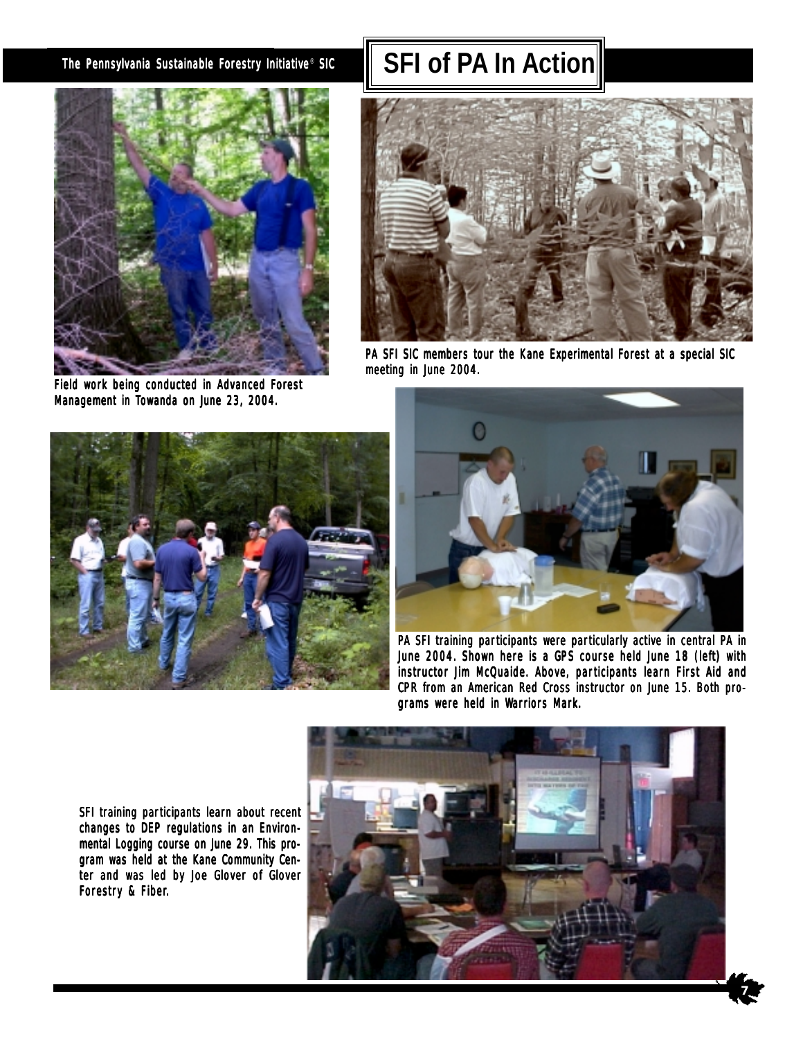# SFI of PA In Action

Field work being conducted in Advanced Forest Management in Towanda on June 23, 2004.

PA SFI SIC members tour the Kane Experimental Forest at a special SIC meeting in June 2004.

PA SFI training participants were particularly active in central PA in June 2004. Shown here is a GPS course held June 18 (left) with instructor Jim McQuaide. Above, participants learn First Aid and CPR from an American Red Cross instructor on June 15. Both programs were held in Warriors Mark.

SFI training participants learn about recent changes to DEP regulations in an Environmental Logging course on June 29. This program was held at the Kane Community Center and was led by Joe Glover of Glover Forestry & Fiber.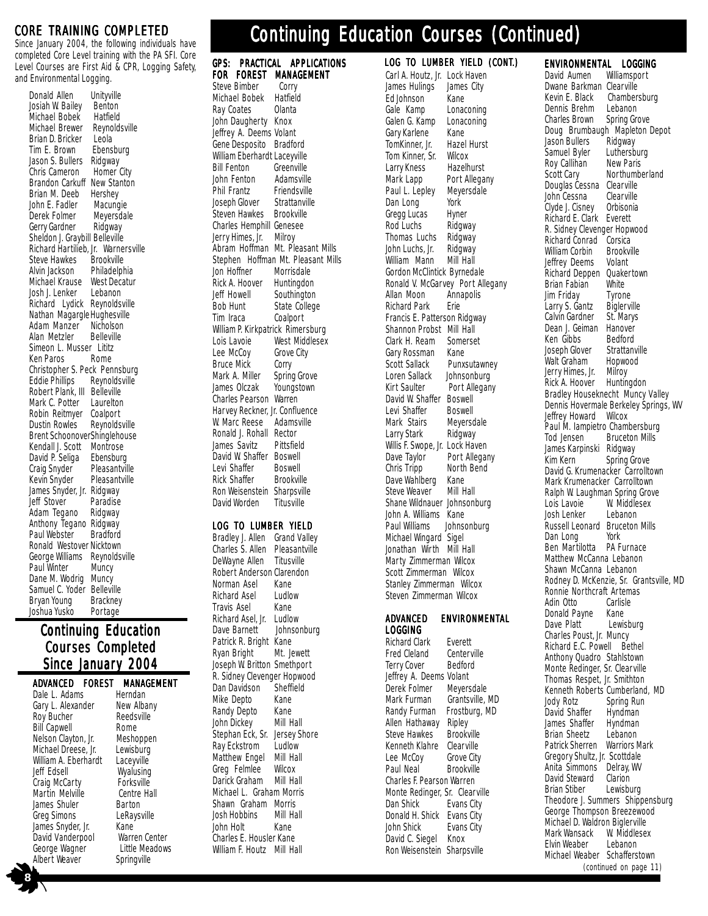# Continuing Education Courses (Continued)

## CORE TRAINING COMPLETED

Since January 2004, the following individuals have completed Core Level training with the PA SFI. Core Level Courses are First Aid & CPR, Logging Safety, and Environmental Logging.

Donald Allen Unityville
Josiah W. Bailey Benton
Michael Bobek Hatfield
Michael Brewer Reynoldsville
Brian D. Bricker Leola
Tim E. Brown Ebensburg
Jason S. Bullers Ridgway
Chris Cameron Homer City
Brandon Carkuff New Stanton
Brian M. Deeb Hershey
John E. Fadler Macungie
Derek Folmer Meyersdale
Gerry Gardner Ridgway
Sheldon J. Graybill Belleville
Richard Hartilieb, Jr. Warnersville
Steve Hawkes Brookville
Alvin Jackson Philadelphia
Michael Krause West Decatur
Josh J. Lenker Lebanon
Richard Lydick Reynoldsville
Nathan Magargle Hughesville
Adam Manzer Nicholson
Alan Metzler Belleville
Simeon L. Musser Lititz
Ken Paros Rome
Christopher S. Peck Pennsburg
Eddie Phillips Reynoldsville
Robert Plank, III Belleville
Mark C. Potter Laurelton
Robin Reitmyer Coalport
Dustin Rowles Reynoldsville
Brent Schoonover Shinglehouse
Kendall J. Scott Montrose
David P. Seliga Ebensburg
Craig Snyder Pleasantville
Kevin Snyder Pleasantville
James Snyder, Jr. Ridgway
Jeff Stover Paradise
Adam Tegano Ridgway
Anthony Tegano Ridgway
Paul Webster Bradford
Ronald Westover Nicktown
George Williams Reynoldsville
Paul Winter Muncy
Dane M. Wodrig Muncy
Samuel C. Yoder Belleville
Bryan Young Brackney
Joshua Yusko Portage

## Continuing Education Courses Completed Since January 2004

### ADVANCED FOREST MANAGEMENT

Dale L. Adams Herndan
Gary L. Alexander New Albany
Roy Bucher Reedsville
Bill Capwell Rome
Nelson Clayton, Jr. Meshoppen
Michael Dreese, Jr. Lewisburg
William A. Eberhardt Laceyville
Jeff Edsell Wyalusing
Craig McCarty Forksville
Martin Melville Centre Hall
James Shuler Barton
Greg Simons LeRaysville
James Snyder, Jr. Kane
David Vanderpool Warren Center
George Wagner Little Meadows
Albert Weaver Springville

### GPS: PRACTICAL APPLICATIONS FOR FOREST MANAGEMENT

Steve Bimber Corry
Michael Bobek Hatfield
Ray Coates Olanta
John Daugherty Knox
Jeffrey A. Deems Volant
Gene Desposito Bradford
William Eberhardt Laceyville
Bill Fenton Greenville
John Fenton Adamsville
Phil Frantz Friendsville
Joseph Glover Strattanville
Steven Hawkes Brookville
Charles Hemphill Genesee
Jerry Himes, Jr. Milroy
Abram Hoffman Mt. Pleasant Mills
Stephen Hoffman Mt. Pleasant Mills
Jon Hoffner Morrisdale
Rick A. Hoover Huntingdon
Jeff Howell Southington
Bob Hunt State College
Tim Iraca Coalport
William P. Kirkpatrick Rimersburg
Lois Lavoie West Middlesex
Lee McCoy Grove City
Bruce Mick Corry
Mark A. Miller Spring Grove
James Olczak Youngstown
Charles Pearson Warren
Harvey Reckner, Jr. Confluence
W. Marc Reese Adamsville
Ronald J. Rohall Rector
James Savitz Pittsfield
David W. Shaffer Boswell
Levi Shaffer Boswell
Rick Shaffer Brookville
Ron Weisenstein Sharpsville
David Worden Titusville

### LOG TO LUMBER YIELD

Bradley J. Allen Grand Valley
Charles S. Allen Pleasantville
DeWayne Allen Titusville
Robert Anderson Clarendon
Norman Asel Kane
Richard Asel Ludlow
Travis Asel Kane
Richard Asel, Jr. Ludlow
Dave Barnett Johnsonburg
Patrick R. Bright Kane
Ryan Bright Mt. Jewett
Joseph W. Britton Smethport
R. Sidney Clevenger Hopwood
Dan Davidson Sheffield
Mike Depto Kane
Randy Depto Kane
John Dickey Mill Hall
Stephan Eck, Sr. Jersey Shore
Ray Eckstrom Ludlow
Matthew Engel Mill Hall
Greg Felmlee Wilcox
Darick Graham Mill Hall
Michael L. Graham Morris
Shawn Graham Morris
Josh Hobbins Mill Hall
John Holt Kane
Charles E. Housler Kane
William F. Houtz Mill Hall

### LOG TO LUMBER YIELD (CONT.)

Carl A. Houtz, Jr. Lock Haven
James Hulings James City
Ed Johnson Kane
Gale Kamp Lonaconing
Galen G. Kamp Lonaconing
Gary Karlene Kane
TomKinner, Jr. Hazel Hurst
Tom Kinner, Sr. Wilcox
Larry Kness Hazelhurst
Mark Lapp Port Allegany
Paul L. Lepley Meyersdale
Dan Long York
Gregg Lucas Hyner
Rod Luchs Ridgway
Thomas Luchs Ridgway
John Luchs, Jr. Ridgway
William Mann Mill Hall
Gordon McClintick Byrnedale
Ronald V. McGarvey Port Allegany
Allan Moon Annapolis
Richard Park Erie
Francis E. Patterson Ridgway
Shannon Probst Mill Hall
Clark H. Ream Somerset
Gary Rossman Kane
Scott Sallack Punxsutawney
Loren Sallack Johnsonburg
Kirt Saulter Port Allegany
David W. Shaffer Boswell
Levi Shaffer Boswell
Mark Stairs Meyersdale
Larry Stark Ridgway
Willis F. Swope, Jr. Lock Haven
Dave Taylor Port Allegany
Chris Tripp North Bend
Dave Wahlberg Kane
Steve Weaver Mill Hall
Shane Wildnauer Johnsonburg
John A. Williams Kane
Paul Williams Johnsonburg
Michael Wingard Sigel
Jonathan Wirth Mill Hall
Marty Zimmerman Wilcox
Scott Zimmerman Wilcox
Stanley Zimmerman Wilcox
Steven Zimmerman Wilcox

### ADVANCED ENVIRONMENTAL LOGGING

Richard Clark Everett
Fred Cleland Centerville
Terry Cover Bedford
Jeffrey A. Deems Volant
Derek Folmer Meyersdale
Mark Furman Grantsville, MD
Randy Furman Frostburg, MD
Allen Hathaway Ripley
Steve Hawkes Brookville
Kenneth Klahre Clearville
Lee McCoy Grove City
Paul Neal Brookville
Charles F. Pearson Warren
Monte Redinger, Sr. Clearville
Dan Shick Evans City
Donald H. Shick Evans City
John Shick Evans City
David C. Siegel Knox
Ron Weisenstein Sharpsville

### ENVIRONMENTAL LOGGING

David Aumen Williamsport
Dwane Barkman Clearville
Kevin E. Black Chambersburg
Dennis Brehm Lebanon
Charles Brown Spring Grove
Doug Brumbaugh Mapleton Depot
Jason Bullers Ridgway
Samuel Byler Luthersburg
Roy Callihan New Paris
Scott Cary Northumberland
Douglas Cessna Clearville
John Cessna Clearville
Clyde J. Cisney Orbisonia
Richard E. Clark Everett
R. Sidney Clevenger Hopwood
Richard Conrad Corsica
William Corbin Brookville
Jeffrey Deems Volant
Richard Deppen Quakertown
Brian Fabian White
Jim Friday Tyrone
Larry S. Gantz Biglerville
Calvin Gardner St. Marys
Dean J. Geiman Hanover
Ken Gibbs Bedford
Joseph Glover Strattanville
Walt Graham Hopwood
Jerry Himes, Jr. Milroy
Rick A. Hoover Huntingdon
Bradley Houseknecht Muncy Valley
Dennis Hovermale Berkeley Springs, WV
Jeffrey Howard Wilcox
Paul M. Iampietro Chambersburg
Tod Jensen Bruceton Mills
James Karpinski Ridgway
Kim Kern Spring Grove
David G. Krumenacker Carrolltown
Mark Krumenacker Carrolltown
Ralph W. Laughman Spring Grove
Lois Lavoie W. Middlesex
Josh Lenker Lebanon
Russell Leonard Bruceton Mills
Dan Long York
Ben Martilotta PA Furnace
Matthew McCanna Lebanon
Shawn McCanna Lebanon
Rodney D. McKenzie, Sr. Grantsville, MD
Ronnie Northcraft Artemas
Adin Otto Carlisle
Donald Payne Kane
Dave Platt Lewisburg
Charles Poust, Jr. Muncy
Richard E.C. Powell Bethel
Anthony Quadro Stahlstown
Monte Redinger, Sr. Clearville
Thomas Respet, Jr. Smithton
Kenneth Roberts Cumberland, MD
Jody Rotz Spring Run
David Shaffer Hyndman
James Shaffer Hyndman
Brian Sheetz Lebanon
Patrick Sherren Warriors Mark
Gregory Shultz, Jr. Scottdale
Anita Simmons Delray, WV
David Steward Clarion
Brian Stiber Lewisburg
Theodore J. Summers Shippensburg
George Thompson Breezewood
Michael D. Waldron Biglerville
Mark Wansack W. Middlesex
Elvin Weaber Lebanon
Michael Weaber Schafferstown

*(continued on page 11)*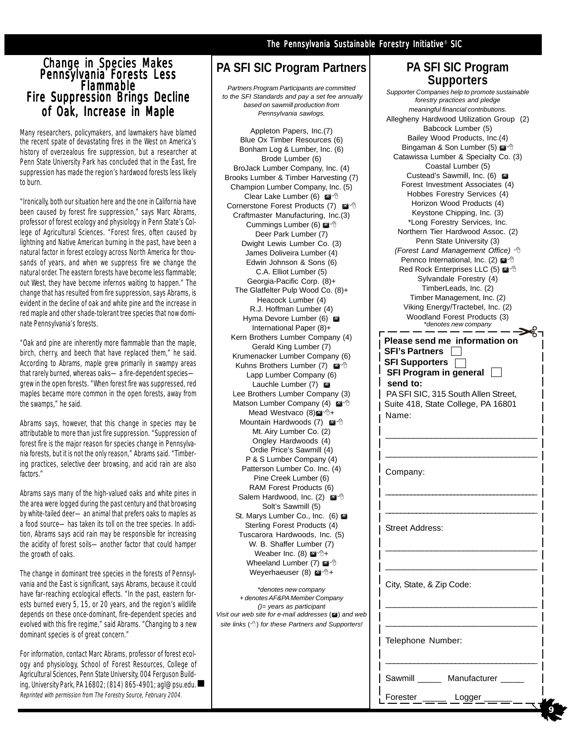# Change in Species Makes Pennsylvania Forests Less Flammable

## Fire Suppression Brings Decline of Oak, Increase in Maple

Many researchers, policymakers, and lawmakers have blamed the recent spate of devastating fires in the West on America's history of overzealous fire suppression, but a researcher at Penn State University Park has concluded that in the East, fire suppression has made the region's hardwood forests less likely to burn.

"Ironically, both our situation here and the one in California have been caused by forest fire suppression," says Marc Abrams, professor of forest ecology and physiology in Penn State's College of Agricultural Sciences. "Forest fires, often caused by lightning and Native American burning in the past, have been a natural factor in forest ecology across North America for thousands of years, and when we suppress fire we change the natural order. The eastern forests have become less flammable; out West, they have become infernos waiting to happen." The change that has resulted from fire suppression, says Abrams, is evident in the decline of oak and white pine and the increase in red maple and other shade-tolerant tree species that now dominate Pennsylvania's forests.

"Oak and pine are inherently more flammable than the maple, birch, cherry, and beech that have replaced them," he said. According to Abrams, maple grew primarily in swampy areas that rarely burned, whereas oaks— a fire-dependent species— grew in the open forests. "When forest fire was suppressed, red maples became more common in the open forests, away from the swamps," he said.

Abrams says, however, that this change in species may be attributable to more than just fire suppression. "Suppression of forest fire is the major reason for species change in Pennsylvania forests, but it is not the only reason," Abrams said. "Timbering practices, selective deer browsing, and acid rain are also factors."

Abrams says many of the high-valued oaks and white pines in the area were logged during the past century and that browsing by white-tailed deer— an animal that prefers oaks to maples as a food source— has taken its toll on the tree species. In addition, Abrams says acid rain may be responsible for increasing the acidity of forest soils— another factor that could hamper the growth of oaks.

The change in dominant tree species in the forests of Pennsylvania and the East is significant, says Abrams, because it could have far-reaching ecological effects. "In the past, eastern forests burned every 5, 15, or 20 years, and the region's wildlife depends on these once-dominant, fire-dependent species and evolved with this fire regime," said Abrams. "Changing to a new dominant species is of great concern."

For information, contact Marc Abrams, professor of forest ecology and physiology, School of Forest Resources, College of Agricultural Sciences, Penn State University, 004 Ferguson Building, University Park, PA 16802; (814) 865-4901; agl@psu.edu. ■

*Reprinted with permission from The Forestry Source, February 2004.*

# PA SFI SIC Program Partners

*Partners Program Participants are committed to the SFI Standards and pay a set fee annually based on sawmill production from Pennsylvania sawlogs.*

Appleton Papers, Inc.(7)
Blue Ox Timber Resources (6)
Bonham Log & Lumber, Inc. (6)
Brode Lumber (6)
BroJack Lumber Company, Inc. (4)
Brooks Lumber & Timber Harvesting (7)
Champion Lumber Company, Inc. (5)
Clear Lake Lumber (6) ✉ 🖱
Cornerstone Forest Products (7) ✉ 🖱
Craftmaster Manufacturing, Inc.(3)
Cummings Lumber (6) ✉ 🖱
Deer Park Lumber (7)
Dwight Lewis Lumber Co. (3)
James Doliveira Lumber (4)
Edwin Johnson & Sons (6)
C.A. Elliot Lumber (5)
Georgia-Pacific Corp. (8)+
The Glatfelter Pulp Wood Co. (8)+
Heacock Lumber (4)
R.J. Hoffman Lumber (4)
Hyma Devore Lumber (6) ✉
International Paper (8)+
Kern Brothers Lumber Company (4)
Gerald King Lumber (7)
Krumenacker Lumber Company (6)
Kuhns Brothers Lumber (7) ✉ 🖱
Lapp Lumber Company (6)
Lauchle Lumber (7) ✉
Lee Brothers Lumber Company (3)
Matson Lumber Company (4) ✉ 🖱
Mead Westvaco (8) ✉ 🖱+
Mountain Hardwoods (7) ✉ 🖱
Mt. Airy Lumber Co. (2)
Ongley Hardwoods (4)
Ordie Price's Sawmill (4)
P & S Lumber Company (4)
Patterson Lumber Co. Inc. (4)
Pine Creek Lumber (6)
RAM Forest Products (6)
Salem Hardwood, Inc. (2) ✉ 🖱
Solt's Sawmill (5)
St. Marys Lumber Co., Inc. (6) ✉
Sterling Forest Products (4)
Tuscarora Hardwoods, Inc. (5)
W. B. Shaffer Lumber (7)
Weaber Inc. (8) ✉ 🖱+
Wheeland Lumber (7) ✉ 🖱
Weyerhaeuser (8) ✉ 🖱+

*\*denotes new company*
*+ denotes AF&PA Member Company*
*()= years as participant*
*Visit our web site for e-mail addresses (✉) and web site links (🖱) for these Partners and Supporters!*

# PA SFI SIC Program Supporters

*Supporter Companies help to promote sustainable forestry practices and pledge meaningful financial contributions.*

Allegheny Hardwood Utilization Group (2)
Babcock Lumber (5)
Bailey Wood Products, Inc.(4)
Bingaman & Son Lumber (5) ✉ 🖱
Catawissa Lumber & Specialty Co. (3)
Coastal Lumber (5)
Custead's Sawmill, Inc. (6) ✉
Forest Investment Associates (4)
Hobbes Forestry Services (4)
Horizon Wood Products (4)
Keystone Chipping, Inc. (3)
*Long Forestry Services, Inc.
Northern Tier Hardwood Assoc. (2)
Penn State University (3)
*(Forest Land Management Office)* 🖱
Pennco International, Inc. (2) ✉ 🖱
Red Rock Enterprises LLC (5) ✉ 🖱
Sylvandale Forestry (4)
TimberLeads, Inc. (2)
Timber Management, Inc. (2)
Viking Energy/Tractebel, Inc. (2)
Woodland Forest Products (3)

*\*denotes new company*

**Please send me information on**
**SFI's Partners** ☐
**SFI Supporters** ☐
**SFI Program in general** ☐
**send to:**
PA SFI SIC, 315 South Allen Street, Suite 418, State College, PA 16801

Name: ______________________________

Company: ______________________________

Street Address: ______________________________

City, State, & Zip Code: ______________________________

Telephone Number: ______________________________

Sawmill _____ Manufacturer _____

Forester _____ Logger ______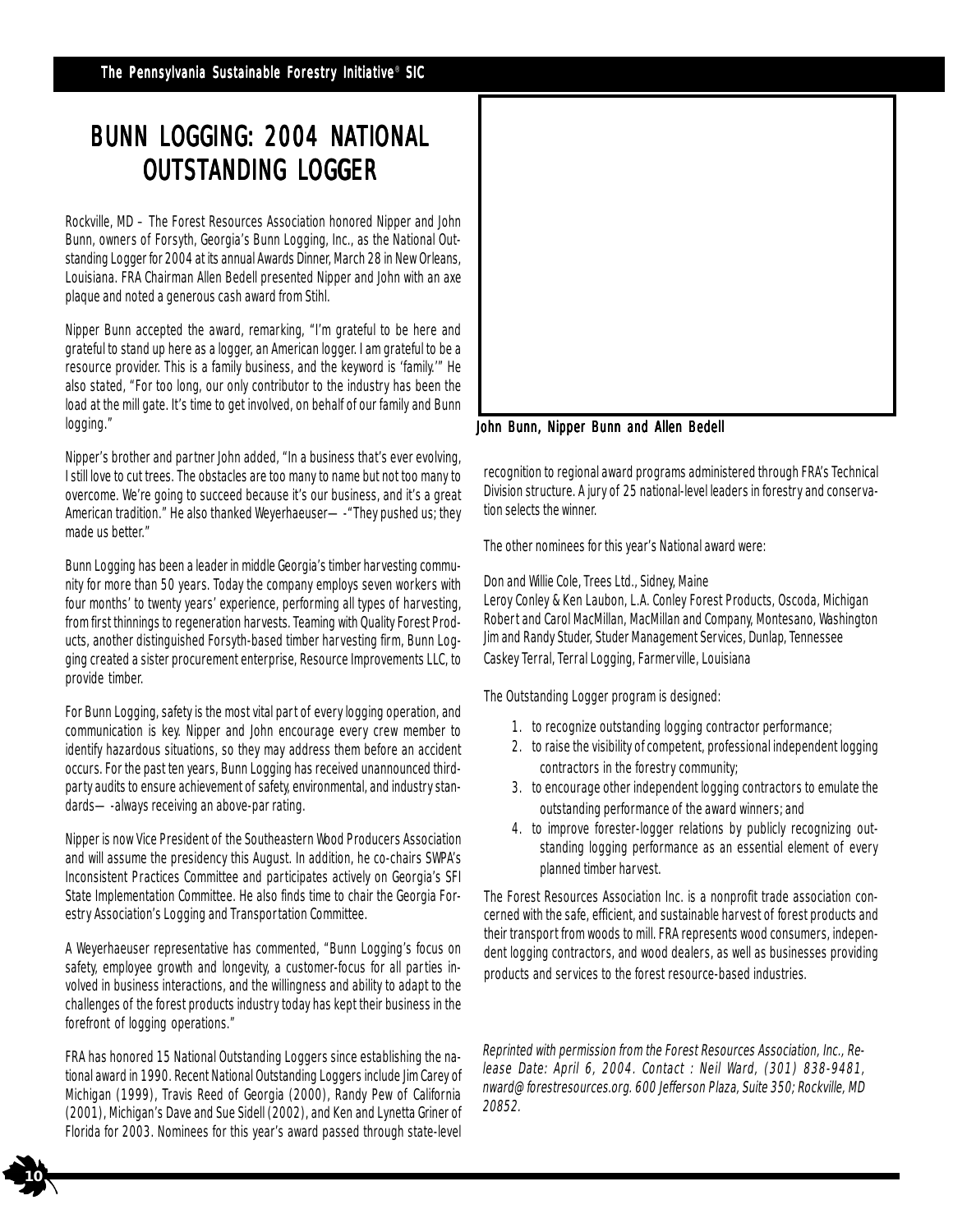# BUNN LOGGING: 2004 NATIONAL OUTSTANDING LOGGER

Rockville, MD – The Forest Resources Association honored Nipper and John Bunn, owners of Forsyth, Georgia's Bunn Logging, Inc., as the National Outstanding Logger for 2004 at its annual Awards Dinner, March 28 in New Orleans, Louisiana. FRA Chairman Allen Bedell presented Nipper and John with an axe plaque and noted a generous cash award from Stihl.

Nipper Bunn accepted the award, remarking, "I'm grateful to be here and grateful to stand up here as a logger, an American logger. I am grateful to be a resource provider. This is a family business, and the keyword is 'family.'" He also stated, "For too long, our only contributor to the industry has been the load at the mill gate. It's time to get involved, on behalf of our family and Bunn logging."

Nipper's brother and partner John added, "In a business that's ever evolving, I still love to cut trees. The obstacles are too many to name but not too many to overcome. We're going to succeed because it's our business, and it's a great American tradition." He also thanked Weyerhaeuser—-"They pushed us; they made us better."

Bunn Logging has been a leader in middle Georgia's timber harvesting community for more than 50 years. Today the company employs seven workers with four months' to twenty years' experience, performing all types of harvesting, from first thinnings to regeneration harvests. Teaming with Quality Forest Products, another distinguished Forsyth-based timber harvesting firm, Bunn Logging created a sister procurement enterprise, Resource Improvements LLC, to provide timber.

For Bunn Logging, safety is the most vital part of every logging operation, and communication is key. Nipper and John encourage every crew member to identify hazardous situations, so they may address them before an accident occurs. For the past ten years, Bunn Logging has received unannounced third-party audits to ensure achievement of safety, environmental, and industry standards—-always receiving an above-par rating.

Nipper is now Vice President of the Southeastern Wood Producers Association and will assume the presidency this August. In addition, he co-chairs SWPA's Inconsistent Practices Committee and participates actively on Georgia's SFI State Implementation Committee. He also finds time to chair the Georgia Forestry Association's Logging and Transportation Committee.

A Weyerhaeuser representative has commented, "Bunn Logging's focus on safety, employee growth and longevity, a customer-focus for all parties involved in business interactions, and the willingness and ability to adapt to the challenges of the forest products industry today has kept their business in the forefront of logging operations."

FRA has honored 15 National Outstanding Loggers since establishing the national award in 1990. Recent National Outstanding Loggers include Jim Carey of Michigan (1999), Travis Reed of Georgia (2000), Randy Pew of California (2001), Michigan's Dave and Sue Sidell (2002), and Ken and Lynetta Griner of Florida for 2003. Nominees for this year's award passed through state-level recognition to regional award programs administered through FRA's Technical Division structure. A jury of 25 national-level leaders in forestry and conservation selects the winner.

John Bunn, Nipper Bunn and Allen Bedell

The other nominees for this year's National award were:

Don and Willie Cole, Trees Ltd., Sidney, Maine
Leroy Conley & Ken Laubon, L.A. Conley Forest Products, Oscoda, Michigan
Robert and Carol MacMillan, MacMillan and Company, Montesano, Washington
Jim and Randy Studer, Studer Management Services, Dunlap, Tennessee
Caskey Terral, Terral Logging, Farmerville, Louisiana

The Outstanding Logger program is designed:

1. to recognize outstanding logging contractor performance;
2. to raise the visibility of competent, professional independent logging contractors in the forestry community;
3. to encourage other independent logging contractors to emulate the outstanding performance of the award winners; and
4. to improve forester-logger relations by publicly recognizing outstanding logging performance as an essential element of every planned timber harvest.

The Forest Resources Association Inc. is a nonprofit trade association concerned with the safe, efficient, and sustainable harvest of forest products and their transport from woods to mill. FRA represents wood consumers, independent logging contractors, and wood dealers, as well as businesses providing products and services to the forest resource-based industries.

*Reprinted with permission from the Forest Resources Association, Inc., Release Date: April 6, 2004. Contact : Neil Ward, (301) 838-9481, nward@forestresources.org. 600 Jefferson Plaza, Suite 350; Rockville, MD 20852.*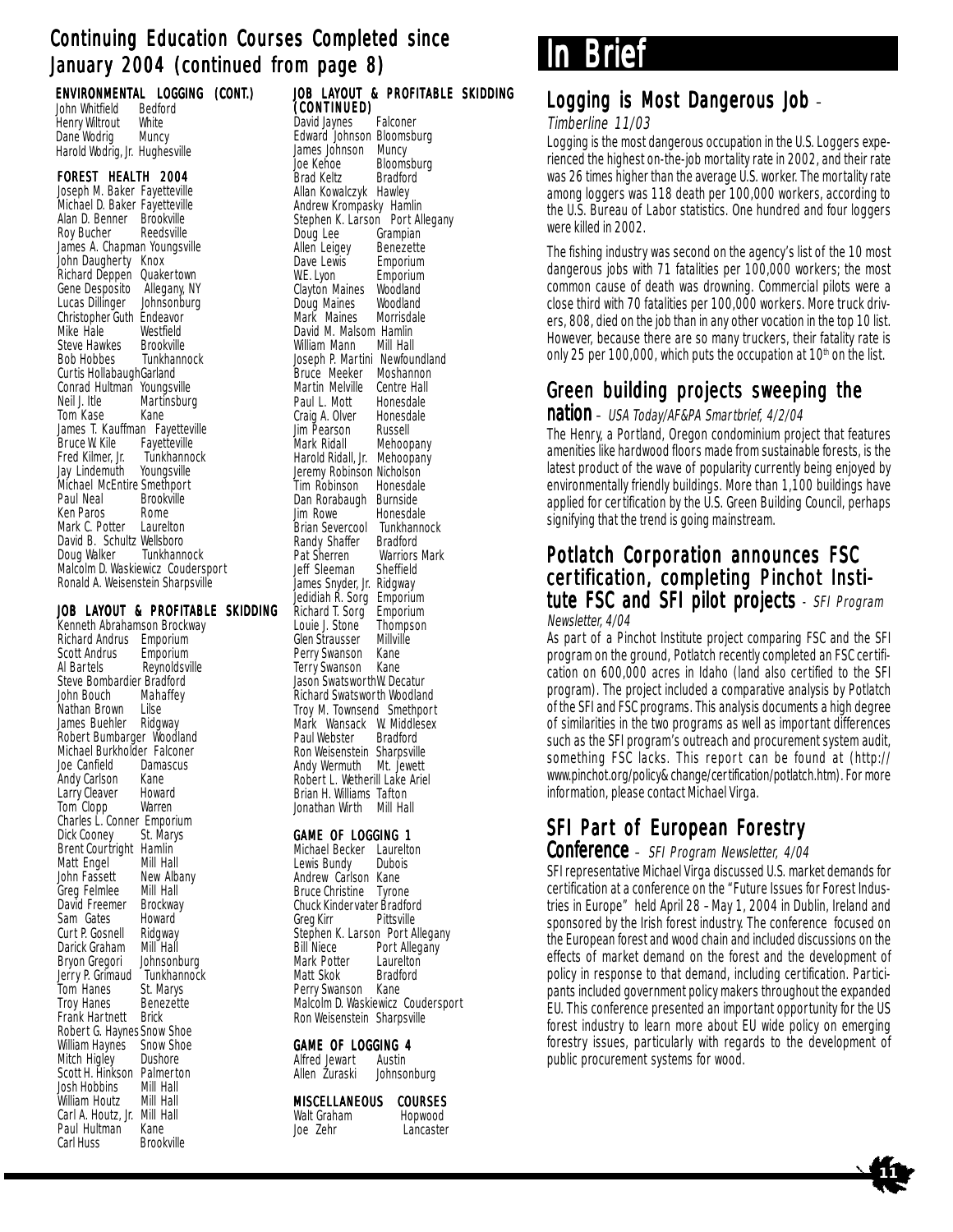## Continuing Education Courses Completed since January 2004 (continued from page 8)

### ENVIRONMENTAL LOGGING (CONT.)

John Whitfield Bedford
Henry Wiltrout White
Dane Wodrig Muncy
Harold Wodrig, Jr. Hughesville

### FOREST HEALTH 2004

Joseph M. Baker Fayetteville
Michael D. Baker Fayetteville
Alan D. Benner Brookville
Roy Bucher Reedsville
James A. Chapman Youngsville
John Daugherty Knox
Richard Deppen Quakertown
Gene Desposito Allegany, NY
Lucas Dillinger Johnsonburg
Christopher Guth Endeavor
Mike Hale Westfield
Steve Hawkes Brookville
Bob Hobbes Tunkhannock
Curtis Hollabaugh Garland
Conrad Hultman Youngsville
Neil J. Itle Martinsburg
Tom Kase Kane
James T. Kauffman Fayetteville
Bruce W. Kile Fayetteville
Fred Kilmer, Jr. Tunkhannock
Jay Lindemuth Youngsville
Michael McEntire Smethport
Paul Neal Brookville
Ken Paros Rome
Mark C. Potter Laurelton
David B. Schultz Wellsboro
Doug Walker Tunkhannock
Malcolm D. Waskiewicz Coudersport
Ronald A. Weisenstein Sharpsville

### JOB LAYOUT & PROFITABLE SKIDDING

Kenneth Abrahamson Brockway
Richard Andrus Emporium
Scott Andrus Emporium
Al Bartels Reynoldsville
Steve Bombardier Bradford
John Bouch Mahaffey
Nathan Brown Lilse
James Buehler Ridgway
Robert Bumbarger Woodland
Michael Burkholder Falconer
Joe Canfield Damascus
Andy Carlson Kane
Larry Cleaver Howard
Tom Clopp Warren
Charles L. Conner Emporium
Dick Cooney St. Marys
Brent Courtright Hamlin
Matt Engel Mill Hall
John Fassett New Albany
Greg Felmlee Mill Hall
David Freemer Brockway
Sam Gates Howard
Curt P. Gosnell Ridgway
Darick Graham Mill Hall
Bryon Gregori Johnsonburg
Jerry P. Grimaud Tunkhannock
Tom Hanes St. Marys
Troy Hanes Benezette
Frank Hartnett Brick
Robert G. Haynes Snow Shoe
William Haynes Snow Shoe
Mitch Higley Dushore
Scott H. Hinkson Palmerton
Josh Hobbins Mill Hall
William Houtz Mill Hall
Carl A. Houtz, Jr. Mill Hall
Paul Hultman Kane
Carl Huss Brookville

### JOB LAYOUT & PROFITABLE SKIDDING (CONTINUED)

David Jaynes Falconer
Edward Johnson Bloomsburg
James Johnson Muncy
Joe Kehoe Bloomsburg
Brad Keltz Bradford
Allan Kowalczyk Hawley
Andrew Krompasky Hamlin
Stephen K. Larson Port Allegany
Doug Lee Grampian
Allen Leigey Benezette
Dave Lewis Emporium
W.E. Lyon Emporium
Clayton Maines Woodland
Doug Maines Woodland
Mark Maines Morrisdale
David M. Malsom Hamlin
William Mann Mill Hall
Joseph P. Martini Newfoundland
Bruce Meeker Moshannon
Martin Melville Centre Hall
Paul L. Mott Honesdale
Craig A. Olver Honesdale
Jim Pearson Russell
Mark Ridall Mehoopany
Harold Ridall, Jr. Mehoopany
Jeremy Robinson Nicholson
Tim Robinson Honesdale
Dan Rorabaugh Burnside
Jim Rowe Honesdale
Brian Severcool Tunkhannock
Randy Shaffer Bradford
Pat Sherren Warriors Mark
Jeff Sleeman Sheffield
James Snyder, Jr. Ridgway
Jedidiah R. Sorg Emporium
Richard T. Sorg Emporium
Louie J. Stone Thompson
Glen Strausser Millville
Perry Swanson Kane
Terry Swanson Kane
Jason Swatsworth W. Decatur
Richard Swatsworth Woodland
Troy M. Townsend Smethport
Mark Wansack W. Middlesex
Paul Webster Bradford
Ron Weisenstein Sharpsville
Andy Wermuth Mt. Jewett
Robert L. Wetherill Lake Ariel
Brian H. Williams Tafton
Jonathan Wirth Mill Hall

### GAME OF LOGGING 1

Michael Becker Laurelton
Lewis Bundy Dubois
Andrew Carlson Kane
Bruce Christine Tyrone
Chuck Kindervater Bradford
Greg Kirr Pittsville
Stephen K. Larson Port Allegany
Bill Niece Port Allegany
Mark Potter Laurelton
Matt Skok Bradford
Perry Swanson Kane
Malcolm D. Waskiewicz Coudersport
Ron Weisenstein Sharpsville

### GAME OF LOGGING 4

Alfred Jewart Austin
Allen Zuraski Johnsonburg

### MISCELLANEOUS COURSES

Walt Graham Hopwood
Joe Zehr Lancaster

# In Brief

## Logging is Most Dangerous Job – *Timberline 11/03*

Logging is the most dangerous occupation in the U.S. Loggers experienced the highest on-the-job mortality rate in 2002, and their rate was 26 times higher than the average U.S. worker. The mortality rate among loggers was 118 death per 100,000 workers, according to the U.S. Bureau of Labor statistics. One hundred and four loggers were killed in 2002.

The fishing industry was second on the agency's list of the 10 most dangerous jobs with 71 fatalities per 100,000 workers; the most common cause of death was drowning. Commercial pilots were a close third with 70 fatalities per 100,000 workers. More truck drivers, 808, died on the job than in any other vocation in the top 10 list. However, because there are so many truckers, their fatality rate is only 25 per 100,000, which puts the occupation at 10th on the list.

## Green building projects sweeping the nation – *USA Today/AF&PA Smartbrief, 4/2/04*

The Henry, a Portland, Oregon condominium project that features amenities like hardwood floors made from sustainable forests, is the latest product of the wave of popularity currently being enjoyed by environmentally friendly buildings. More than 1,100 buildings have applied for certification by the U.S. Green Building Council, perhaps signifying that the trend is going mainstream.

## Potlatch Corporation announces FSC certification, completing Pinchot Institute FSC and SFI pilot projects - *SFI Program Newsletter, 4/04*

As part of a Pinchot Institute project comparing FSC and the SFI program on the ground, Potlatch recently completed an FSC certification on 600,000 acres in Idaho (land also certified to the SFI program). The project included a comparative analysis by Potlatch of the SFI and FSC programs. This analysis documents a high degree of similarities in the two programs as well as important differences such as the SFI program's outreach and procurement system audit, something FSC lacks. This report can be found at (http://www.pinchot.org/policy&change/certification/potlatch.htm). For more information, please contact Michael Virga.

## SFI Part of European Forestry Conference – *SFI Program Newsletter, 4/04*

SFI representative Michael Virga discussed U.S. market demands for certification at a conference on the "Future Issues for Forest Industries in Europe" held April 28 – May 1, 2004 in Dublin, Ireland and sponsored by the Irish forest industry. The conference focused on the European forest and wood chain and included discussions on the effects of market demand on the forest and the development of policy in response to that demand, including certification. Participants included government policy makers throughout the expanded EU. This conference presented an important opportunity for the US forest industry to learn more about EU wide policy on emerging forestry issues, particularly with regards to the development of public procurement systems for wood.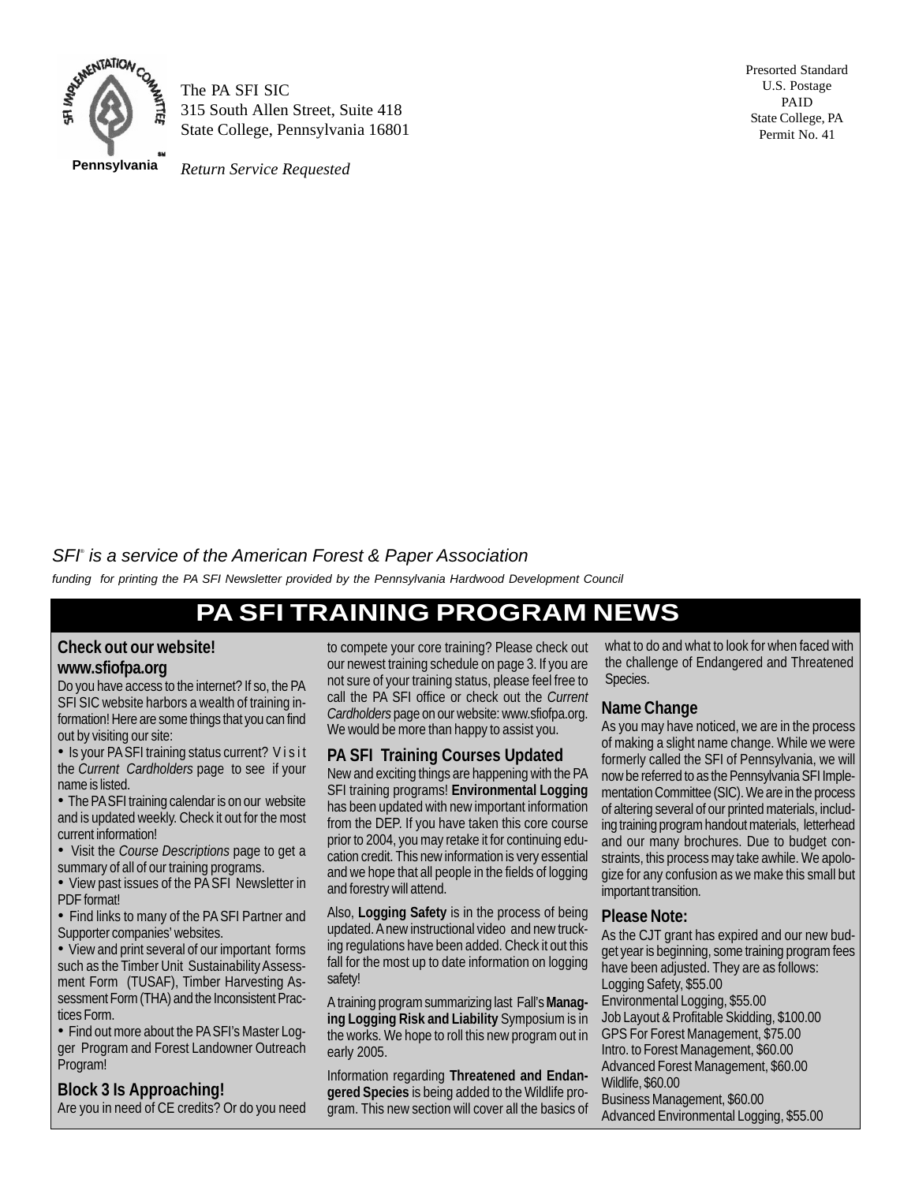The PA SFI SIC
315 South Allen Street, Suite 418
State College, Pennsylvania 16801

*Return Service Requested*

Presorted Standard
U.S. Postage
PAID
State College, PA
Permit No. 41

*SFI® is a service of the American Forest & Paper Association*

*funding for printing the PA SFI Newsletter provided by the Pennsylvania Hardwood Development Council*

# PA SFI TRAINING PROGRAM NEWS

## Check out our website! www.sfiofpa.org

Do you have access to the internet? If so, the PA SFI SIC website harbors a wealth of training information! Here are some things that you can find out by visiting our site:

- Is your PA SFI training status current? Visit the *Current Cardholders* page to see if your name is listed.
- The PA SFI training calendar is on our website and is updated weekly. Check it out for the most current information!
- Visit the *Course Descriptions* page to get a summary of all of our training programs.
- View past issues of the PA SFI Newsletter in PDF format!
- Find links to many of the PA SFI Partner and Supporter companies' websites.
- View and print several of our important forms such as the Timber Unit Sustainability Assessment Form (TUSAF), Timber Harvesting Assessment Form (THA) and the Inconsistent Practices Form.
- Find out more about the PA SFI's Master Logger Program and Forest Landowner Outreach Program!

## Block 3 Is Approaching!

Are you in need of CE credits? Or do you need to compete your core training? Please check out our newest training schedule on page 3. If you are not sure of your training status, please feel free to call the PA SFI office or check out the *Current Cardholders* page on our website: www.sfiofpa.org. We would be more than happy to assist you.

## PA SFI Training Courses Updated

New and exciting things are happening with the PA SFI training programs! **Environmental Logging** has been updated with new important information from the DEP. If you have taken this core course prior to 2004, you may retake it for continuing education credit. This new information is very essential and we hope that all people in the fields of logging and forestry will attend.

Also, **Logging Safety** is in the process of being updated. A new instructional video and new trucking regulations have been added. Check it out this fall for the most up to date information on logging safety!

A training program summarizing last Fall's **Managing Logging Risk and Liability** Symposium is in the works. We hope to roll this new program out in early 2005.

Information regarding **Threatened and Endangered Species** is being added to the Wildlife program. This new section will cover all the basics of what to do and what to look for when faced with the challenge of Endangered and Threatened Species.

## Name Change

As you may have noticed, we are in the process of making a slight name change. While we were formerly called the SFI of Pennsylvania, we will now be referred to as the Pennsylvania SFI Implementation Committee (SIC). We are in the process of altering several of our printed materials, including training program handout materials, letterhead and our many brochures. Due to budget constraints, this process may take awhile. We apologize for any confusion as we make this small but important transition.

## Please Note:

As the CJT grant has expired and our new budget year is beginning, some training program fees have been adjusted. They are as follows:

Logging Safety, $55.00
Environmental Logging, $55.00
Job Layout & Profitable Skidding, $100.00
GPS For Forest Management, $75.00
Intro. to Forest Management, $60.00
Advanced Forest Management, $60.00
Wildlife, $60.00
Business Management, $60.00
Advanced Environmental Logging, $55.00